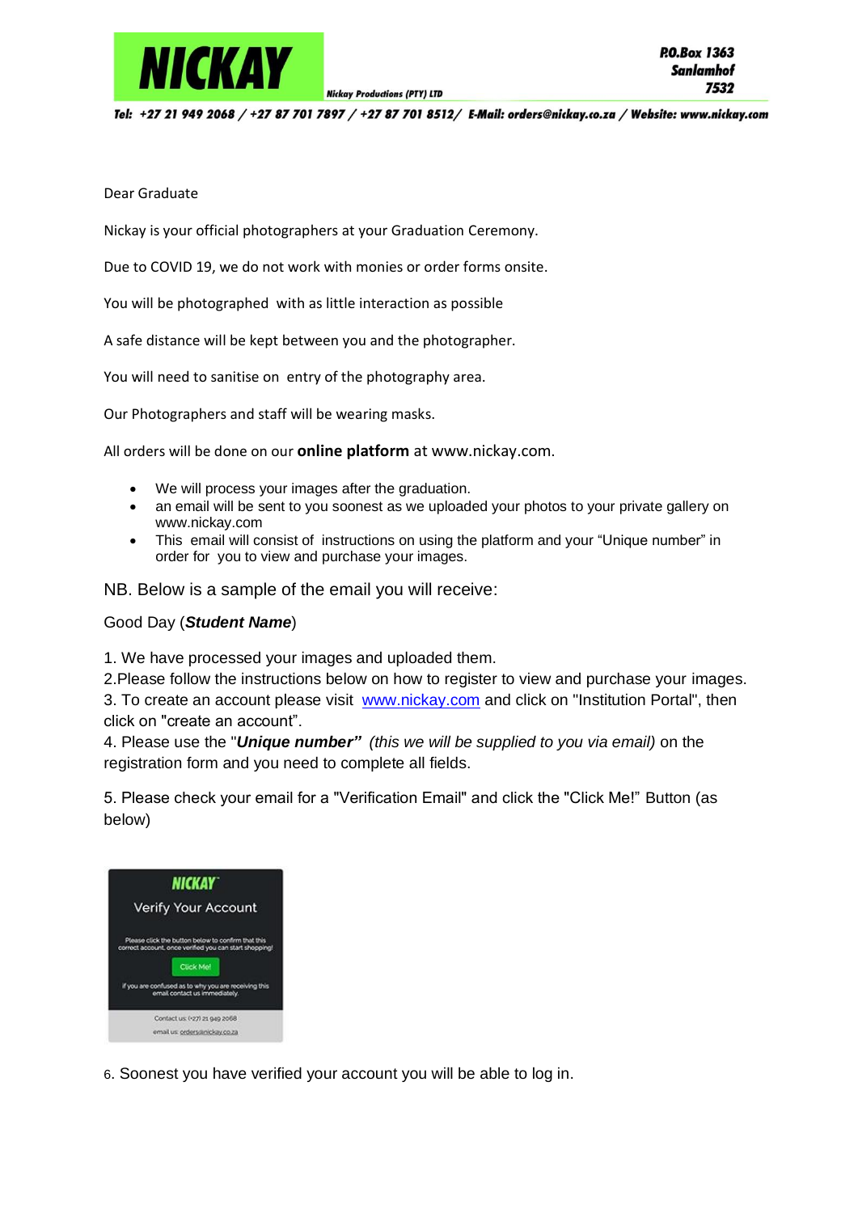# NICKAY

Nickay Productions (PTY) LTD

P.O.Box 1363
Sanlamhof
7532

Tel: +27 21 949 2068 / +27 87 701 7897 / +27 87 701 8512/ E-Mail: orders@nickay.co.za / Website: www.nickay.com

Dear Graduate

Nickay is your official photographers at your Graduation Ceremony.

Due to COVID 19, we do not work with monies or order forms onsite.

You will be photographed with as little interaction as possible

A safe distance will be kept between you and the photographer.

You will need to sanitise on entry of the photography area.

Our Photographers and staff will be wearing masks.

All orders will be done on our **online platform** at www.nickay.com.

- We will process your images after the graduation.
- an email will be sent to you soonest as we uploaded your photos to your private gallery on www.nickay.com
- This email will consist of instructions on using the platform and your "Unique number" in order for you to view and purchase your images.

NB. Below is a sample of the email you will receive:

Good Day (***Student Name***)

1. We have processed your images and uploaded them.
2. Please follow the instructions below on how to register to view and purchase your images.
3. To create an account please visit www.nickay.com and click on "Institution Portal", then click on "create an account".
4. Please use the "***Unique number"*** *(this we will be supplied to you via email)* on the registration form and you need to complete all fields.

5. Please check your email for a "Verification Email" and click the "Click Me!" Button (as below)

NICKAY

Verify Your Account

Please click the button below to confirm that this correct account, once verified you can start shopping!

Click Me!

If you are confused as to why you are receiving this email contact us immediately.

Contact us: (+27) 21 949 2068
email us: orders@nickay.co.za

6. Soonest you have verified your account you will be able to log in.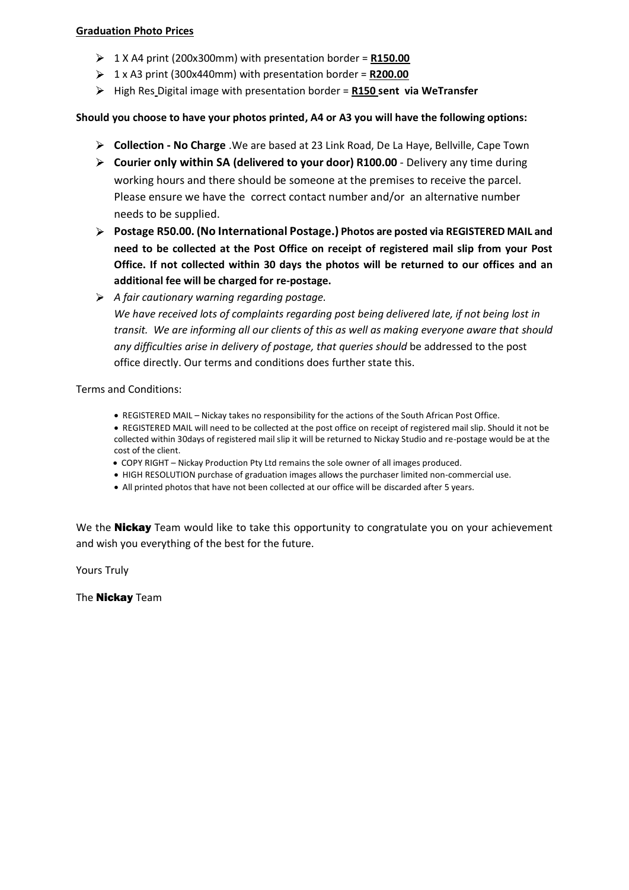**Graduation Photo Prices**

- 1 X A4 print (200x300mm) with presentation border = **R150.00**
- 1 x A3 print (300x440mm) with presentation border = **R200.00**
- High Res Digital image with presentation border = **R150 sent via WeTransfer**

**Should you choose to have your photos printed, A4 or A3 you will have the following options:**

- **Collection - No Charge** .We are based at 23 Link Road, De La Haye, Bellville, Cape Town
- **Courier only within SA (delivered to your door) R100.00** - Delivery any time during working hours and there should be someone at the premises to receive the parcel. Please ensure we have the correct contact number and/or an alternative number needs to be supplied.
- **Postage R50.00. (No International Postage.) Photos are posted via REGISTERED MAIL and need to be collected at the Post Office on receipt of registered mail slip from your Post Office. If not collected within 30 days the photos will be returned to our offices and an additional fee will be charged for re-postage.**
- *A fair cautionary warning regarding postage.*
  *We have received lots of complaints regarding post being delivered late, if not being lost in transit. We are informing all our clients of this as well as making everyone aware that should any difficulties arise in delivery of postage, that queries should* be addressed to the post office directly. Our terms and conditions does further state this.

Terms and Conditions:

- REGISTERED MAIL – Nickay takes no responsibility for the actions of the South African Post Office.
- REGISTERED MAIL will need to be collected at the post office on receipt of registered mail slip. Should it not be collected within 30days of registered mail slip it will be returned to Nickay Studio and re-postage would be at the cost of the client.
- COPY RIGHT – Nickay Production Pty Ltd remains the sole owner of all images produced.
- HIGH RESOLUTION purchase of graduation images allows the purchaser limited non-commercial use.
- All printed photos that have not been collected at our office will be discarded after 5 years.

We the **Nickay** Team would like to take this opportunity to congratulate you on your achievement and wish you everything of the best for the future.

Yours Truly

The **Nickay** Team